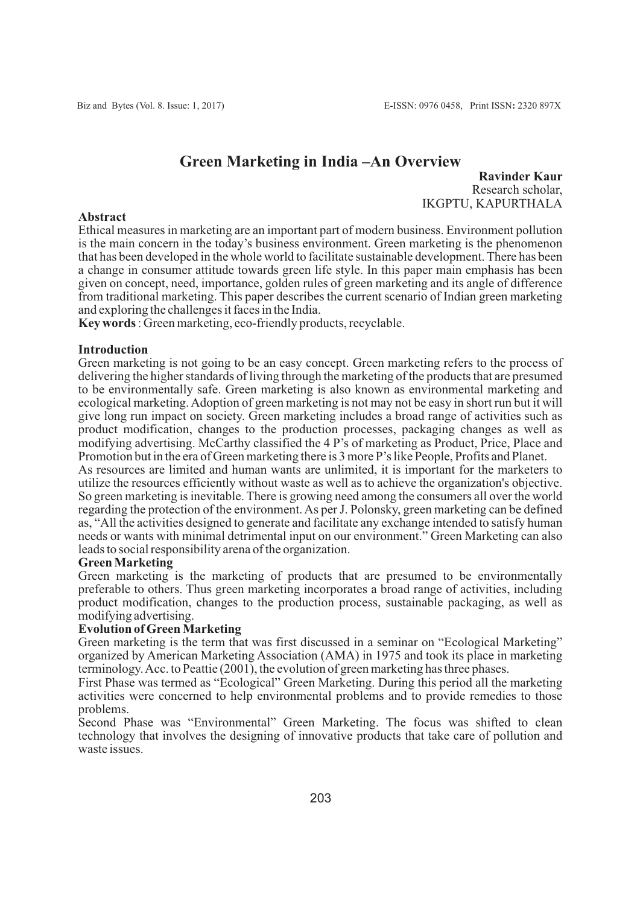# Green Marketing in India –An Overview

**Ravinder Kaur**
Research scholar,
IKGPTU, KAPURTHALA

## Abstract

Ethical measures in marketing are an important part of modern business. Environment pollution is the main concern in the today's business environment. Green marketing is the phenomenon that has been developed in the whole world to facilitate sustainable development. There has been a change in consumer attitude towards green life style. In this paper main emphasis has been given on concept, need, importance, golden rules of green marketing and its angle of difference from traditional marketing. This paper describes the current scenario of Indian green marketing and exploring the challenges it faces in the India.

**Key words** : Green marketing, eco-friendly products, recyclable.

## Introduction

Green marketing is not going to be an easy concept. Green marketing refers to the process of delivering the higher standards of living through the marketing of the products that are presumed to be environmentally safe. Green marketing is also known as environmental marketing and ecological marketing. Adoption of green marketing is not may not be easy in short run but it will give long run impact on society. Green marketing includes a broad range of activities such as product modification, changes to the production processes, packaging changes as well as modifying advertising. McCarthy classified the 4 P's of marketing as Product, Price, Place and Promotion but in the era of Green marketing there is 3 more P's like People, Profits and Planet.

As resources are limited and human wants are unlimited, it is important for the marketers to utilize the resources efficiently without waste as well as to achieve the organization's objective. So green marketing is inevitable. There is growing need among the consumers all over the world regarding the protection of the environment. As per J. Polonsky, green marketing can be defined as, "All the activities designed to generate and facilitate any exchange intended to satisfy human needs or wants with minimal detrimental input on our environment." Green Marketing can also leads to social responsibility arena of the organization.

## Green Marketing

Green marketing is the marketing of products that are presumed to be environmentally preferable to others. Thus green marketing incorporates a broad range of activities, including product modification, changes to the production process, sustainable packaging, as well as modifying advertising.

## Evolution of Green Marketing

Green marketing is the term that was first discussed in a seminar on "Ecological Marketing" organized by American Marketing Association (AMA) in 1975 and took its place in marketing terminology. Acc. to Peattie (2001), the evolution of green marketing has three phases.

First Phase was termed as "Ecological" Green Marketing. During this period all the marketing activities were concerned to help environmental problems and to provide remedies to those problems.

Second Phase was "Environmental" Green Marketing. The focus was shifted to clean technology that involves the designing of innovative products that take care of pollution and waste issues.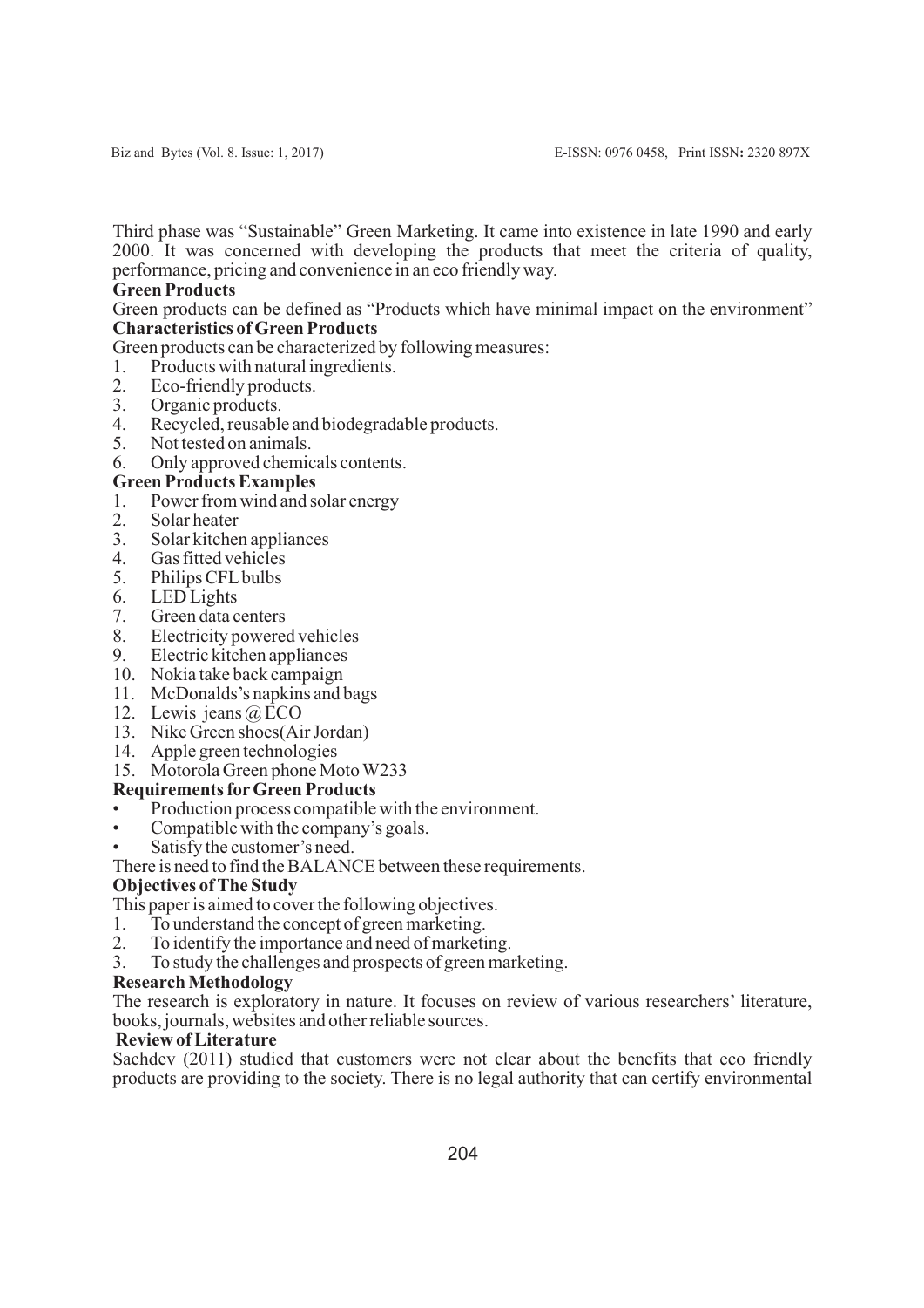Third phase was "Sustainable" Green Marketing. It came into existence in late 1990 and early 2000. It was concerned with developing the products that meet the criteria of quality, performance, pricing and convenience in an eco friendly way.

**Green Products**

Green products can be defined as "Products which have minimal impact on the environment"

**Characteristics of Green Products**

Green products can be characterized by following measures:

1. Products with natural ingredients.
2. Eco-friendly products.
3. Organic products.
4. Recycled, reusable and biodegradable products.
5. Not tested on animals.
6. Only approved chemicals contents.

**Green Products Examples**

1. Power from wind and solar energy
2. Solar heater
3. Solar kitchen appliances
4. Gas fitted vehicles
5. Philips CFL bulbs
6. LED Lights
7. Green data centers
8. Electricity powered vehicles
9. Electric kitchen appliances
10. Nokia take back campaign
11. McDonalds's napkins and bags
12. Lewis jeans @ ECO
13. Nike Green shoes(Air Jordan)
14. Apple green technologies
15. Motorola Green phone Moto W233

**Requirements for Green Products**

- Production process compatible with the environment.
- Compatible with the company's goals.
- Satisfy the customer's need.

There is need to find the BALANCE between these requirements.

**Objectives of The Study**

This paper is aimed to cover the following objectives.

1. To understand the concept of green marketing.
2. To identify the importance and need of marketing.
3. To study the challenges and prospects of green marketing.

**Research Methodology**

The research is exploratory in nature. It focuses on review of various researchers' literature, books, journals, websites and other reliable sources.

**Review of Literature**

Sachdev (2011) studied that customers were not clear about the benefits that eco friendly products are providing to the society. There is no legal authority that can certify environmental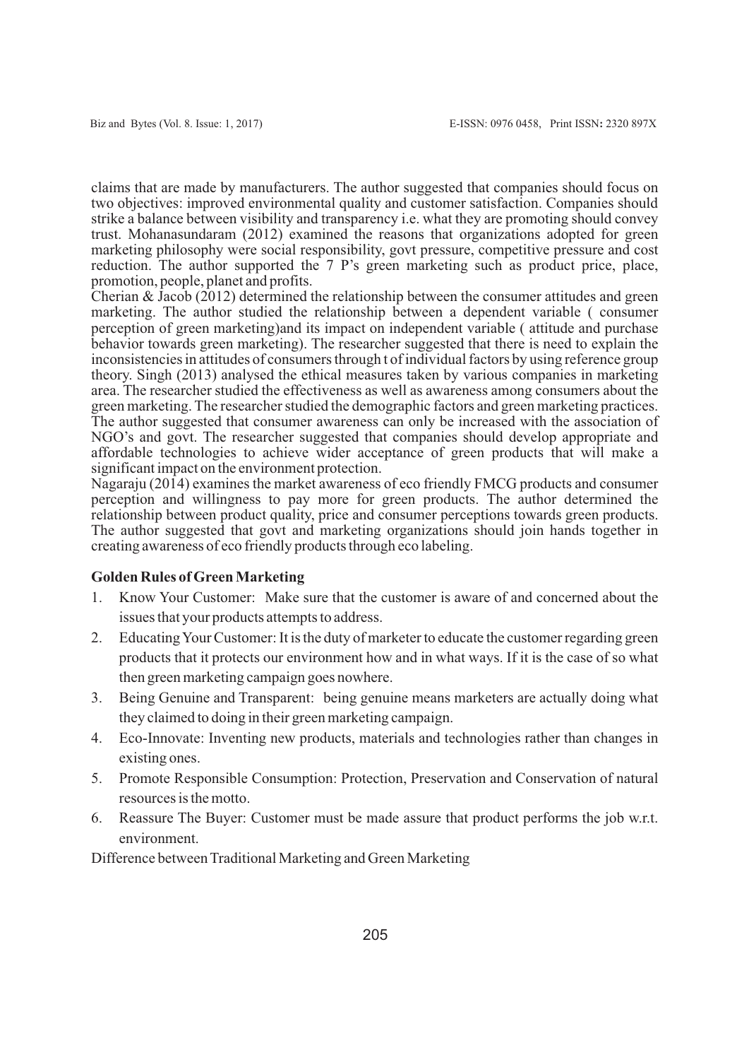claims that are made by manufacturers. The author suggested that companies should focus on two objectives: improved environmental quality and customer satisfaction. Companies should strike a balance between visibility and transparency i.e. what they are promoting should convey trust. Mohanasundaram (2012) examined the reasons that organizations adopted for green marketing philosophy were social responsibility, govt pressure, competitive pressure and cost reduction. The author supported the 7 P's green marketing such as product price, place, promotion, people, planet and profits.

Cherian & Jacob (2012) determined the relationship between the consumer attitudes and green marketing. The author studied the relationship between a dependent variable ( consumer perception of green marketing)and its impact on independent variable ( attitude and purchase behavior towards green marketing). The researcher suggested that there is need to explain the inconsistencies in attitudes of consumers through t of individual factors by using reference group theory. Singh (2013) analysed the ethical measures taken by various companies in marketing area. The researcher studied the effectiveness as well as awareness among consumers about the green marketing. The researcher studied the demographic factors and green marketing practices. The author suggested that consumer awareness can only be increased with the association of NGO's and govt. The researcher suggested that companies should develop appropriate and affordable technologies to achieve wider acceptance of green products that will make a significant impact on the environment protection.

Nagaraju (2014) examines the market awareness of eco friendly FMCG products and consumer perception and willingness to pay more for green products. The author determined the relationship between product quality, price and consumer perceptions towards green products. The author suggested that govt and marketing organizations should join hands together in creating awareness of eco friendly products through eco labeling.

**Golden Rules of Green Marketing**

1. Know Your Customer: Make sure that the customer is aware of and concerned about the issues that your products attempts to address.
2. Educating Your Customer: It is the duty of marketer to educate the customer regarding green products that it protects our environment how and in what ways. If it is the case of so what then green marketing campaign goes nowhere.
3. Being Genuine and Transparent: being genuine means marketers are actually doing what they claimed to doing in their green marketing campaign.
4. Eco-Innovate: Inventing new products, materials and technologies rather than changes in existing ones.
5. Promote Responsible Consumption: Protection, Preservation and Conservation of natural resources is the motto.
6. Reassure The Buyer: Customer must be made assure that product performs the job w.r.t. environment.

Difference between Traditional Marketing and Green Marketing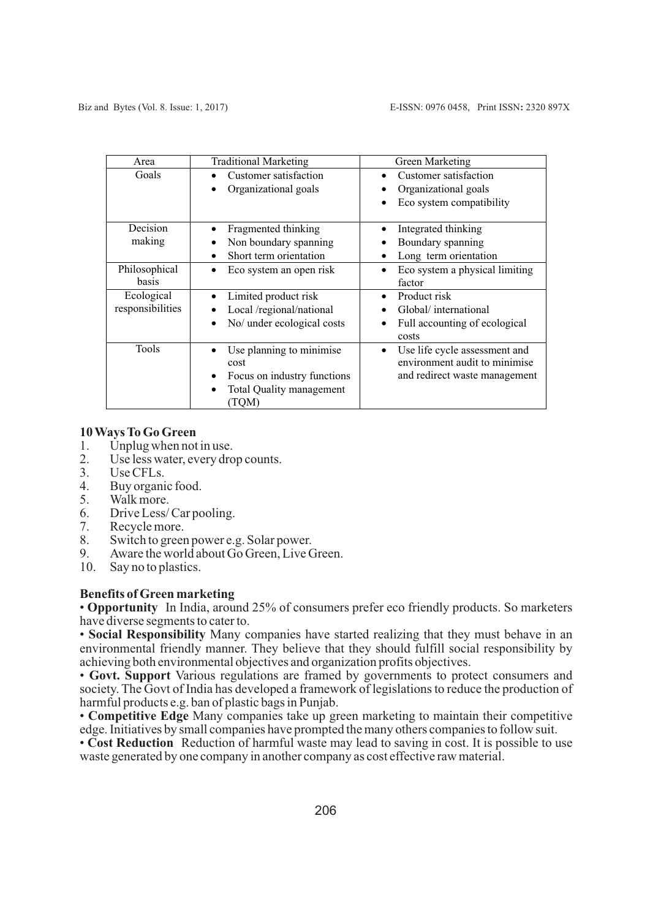| Area | Traditional Marketing | Green Marketing |
|---|---|---|
| Goals | • Customer satisfaction<br>• Organizational goals | • Customer satisfaction<br>• Organizational goals<br>• Eco system compatibility |
| Decision making | • Fragmented thinking<br>• Non boundary spanning<br>• Short term orientation | • Integrated thinking<br>• Boundary spanning<br>• Long term orientation |
| Philosophical basis | • Eco system an open risk | • Eco system a physical limiting factor |
| Ecological responsibilities | • Limited product risk<br>• Local /regional/national<br>• No/ under ecological costs | • Product risk<br>• Global/ international<br>• Full accounting of ecological costs |
| Tools | • Use planning to minimise cost<br>• Focus on industry functions<br>• Total Quality management (TQM) | • Use life cycle assessment and environment audit to minimise and redirect waste management |

**10 Ways To Go Green**

1. Unplug when not in use.
2. Use less water, every drop counts.
3. Use CFLs.
4. Buy organic food.
5. Walk more.
6. Drive Less/ Car pooling.
7. Recycle more.
8. Switch to green power e.g. Solar power.
9. Aware the world about Go Green, Live Green.
10. Say no to plastics.

**Benefits of Green marketing**

• **Opportunity** In India, around 25% of consumers prefer eco friendly products. So marketers have diverse segments to cater to.

• **Social Responsibility** Many companies have started realizing that they must behave in an environmental friendly manner. They believe that they should fulfill social responsibility by achieving both environmental objectives and organization profits objectives.

• **Govt. Support** Various regulations are framed by governments to protect consumers and society. The Govt of India has developed a framework of legislations to reduce the production of harmful products e.g. ban of plastic bags in Punjab.

• **Competitive Edge** Many companies take up green marketing to maintain their competitive edge. Initiatives by small companies have prompted the many others companies to follow suit.

• **Cost Reduction** Reduction of harmful waste may lead to saving in cost. It is possible to use waste generated by one company in another company as cost effective raw material.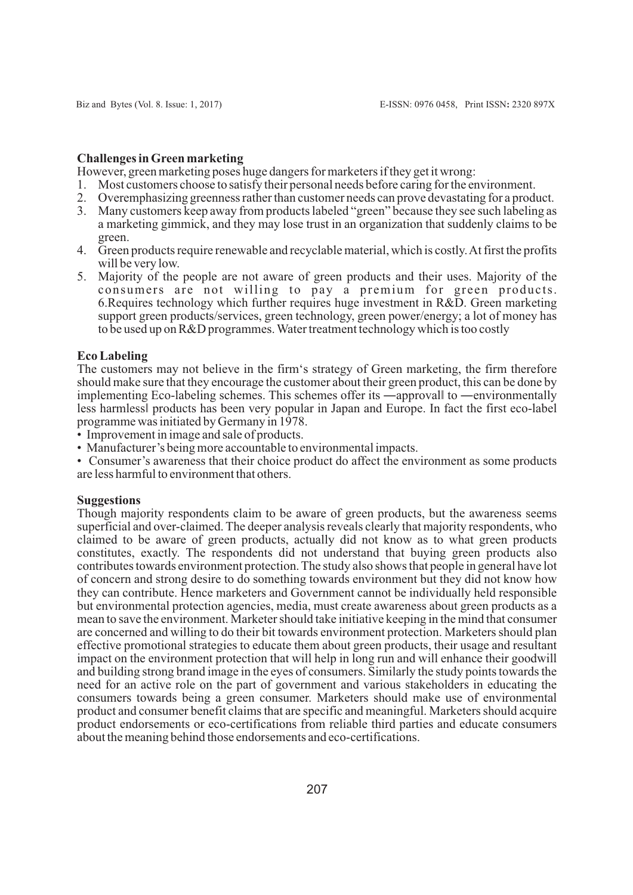**Challenges in Green marketing**

However, green marketing poses huge dangers for marketers if they get it wrong:

1. Most customers choose to satisfy their personal needs before caring for the environment.
2. Overemphasizing greenness rather than customer needs can prove devastating for a product.
3. Many customers keep away from products labeled "green" because they see such labeling as a marketing gimmick, and they may lose trust in an organization that suddenly claims to be green.
4. Green products require renewable and recyclable material, which is costly. At first the profits will be very low.
5. Majority of the people are not aware of green products and their uses. Majority of the consumers are not willing to pay a premium for green products. 6.Requires technology which further requires huge investment in R&D. Green marketing support green products/services, green technology, green power/energy; a lot of money has to be used up on R&D programmes. Water treatment technology which is too costly

**Eco Labeling**

The customers may not believe in the firm's strategy of Green marketing, the firm therefore should make sure that they encourage the customer about their green product, this can be done by implementing Eco-labeling schemes. This schemes offer its ―approval‖ to ―environmentally less harmless‖ products has been very popular in Japan and Europe. In fact the first eco-label programme was initiated by Germany in 1978.

- Improvement in image and sale of products.
- Manufacturer's being more accountable to environmental impacts.
- Consumer's awareness that their choice product do affect the environment as some products are less harmful to environment that others.

**Suggestions**

Though majority respondents claim to be aware of green products, but the awareness seems superficial and over-claimed. The deeper analysis reveals clearly that majority respondents, who claimed to be aware of green products, actually did not know as to what green products constitutes, exactly. The respondents did not understand that buying green products also contributes towards environment protection. The study also shows that people in general have lot of concern and strong desire to do something towards environment but they did not know how they can contribute. Hence marketers and Government cannot be individually held responsible but environmental protection agencies, media, must create awareness about green products as a mean to save the environment. Marketer should take initiative keeping in the mind that consumer are concerned and willing to do their bit towards environment protection. Marketers should plan effective promotional strategies to educate them about green products, their usage and resultant impact on the environment protection that will help in long run and will enhance their goodwill and building strong brand image in the eyes of consumers. Similarly the study points towards the need for an active role on the part of government and various stakeholders in educating the consumers towards being a green consumer. Marketers should make use of environmental product and consumer benefit claims that are specific and meaningful. Marketers should acquire product endorsements or eco-certifications from reliable third parties and educate consumers about the meaning behind those endorsements and eco-certifications.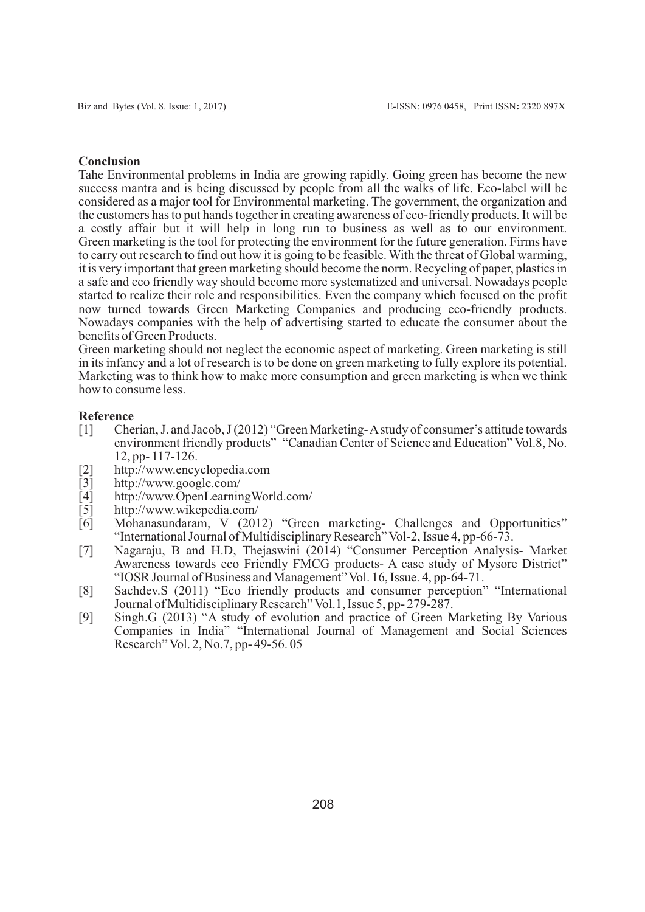## Conclusion

Tahe Environmental problems in India are growing rapidly. Going green has become the new success mantra and is being discussed by people from all the walks of life. Eco-label will be considered as a major tool for Environmental marketing. The government, the organization and the customers has to put hands together in creating awareness of eco-friendly products. It will be a costly affair but it will help in long run to business as well as to our environment. Green marketing is the tool for protecting the environment for the future generation. Firms have to carry out research to find out how it is going to be feasible. With the threat of Global warming, it is very important that green marketing should become the norm. Recycling of paper, plastics in a safe and eco friendly way should become more systematized and universal. Nowadays people started to realize their role and responsibilities. Even the company which focused on the profit now turned towards Green Marketing Companies and producing eco-friendly products. Nowadays companies with the help of advertising started to educate the consumer about the benefits of Green Products.

Green marketing should not neglect the economic aspect of marketing. Green marketing is still in its infancy and a lot of research is to be done on green marketing to fully explore its potential. Marketing was to think how to make more consumption and green marketing is when we think how to consume less.

## Reference

[1] Cherian, J. and Jacob, J (2012) "Green Marketing- A study of consumer's attitude towards environment friendly products" "Canadian Center of Science and Education" Vol.8, No. 12, pp- 117-126.

[2] http://www.encyclopedia.com

[3] http://www.google.com/

[4] http://www.OpenLearningWorld.com/

[5] http://www.wikepedia.com/

[6] Mohanasundaram, V (2012) "Green marketing- Challenges and Opportunities" "International Journal of Multidisciplinary Research" Vol-2, Issue 4, pp-66-73.

[7] Nagaraju, B and H.D, Thejaswini (2014) "Consumer Perception Analysis- Market Awareness towards eco Friendly FMCG products- A case study of Mysore District" "IOSR Journal of Business and Management" Vol. 16, Issue. 4, pp-64-71.

[8] Sachdev.S (2011) "Eco friendly products and consumer perception" "International Journal of Multidisciplinary Research" Vol.1, Issue 5, pp- 279-287.

[9] Singh.G (2013) "A study of evolution and practice of Green Marketing By Various Companies in India" "International Journal of Management and Social Sciences Research" Vol. 2, No.7, pp- 49-56. 05